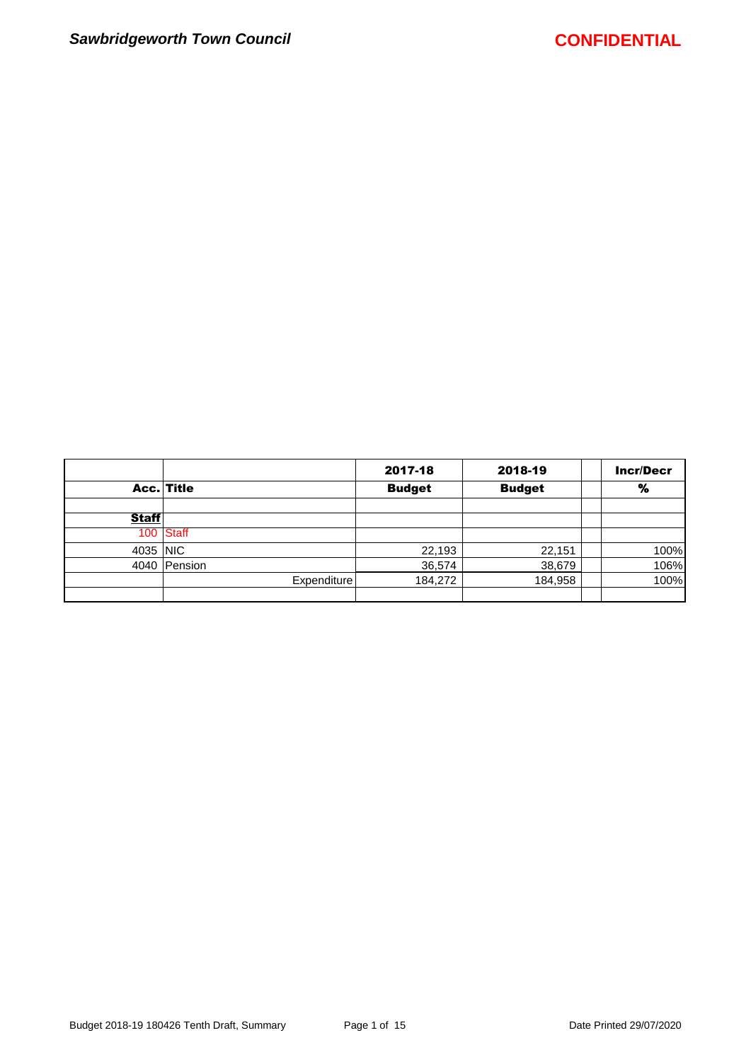*Sawbridgeworth Town Council*

**CONFIDENTIAL**

| | | 2017-18 | 2018-19 | | Incr/Decr |
|---|---|---|---|---|---|
| **Acc.** | **Title** | **Budget** | **Budget** | | **%** |
| | | | | | |
| **Staff** | | | | | |
| 100 | Staff | | | | |
| 4035 | NIC | 22,193 | 22,151 | | 100% |
| 4040 | Pension | 36,574 | 38,679 | | 106% |
| | Expenditure | 184,272 | 184,958 | | 100% |
| | | | | | |

Budget 2018-19 180426 Tenth Draft, Summary

Date Printed 29/07/2020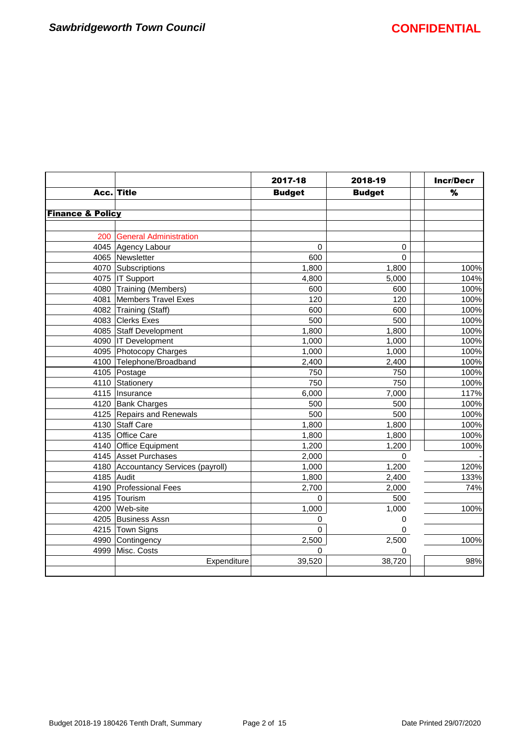**Sawbridgeworth Town Council** **CONFIDENTIAL**

| Acc. | Title | 2017-18 Budget | 2018-19 Budget | | Incr/Decr % |
|---|---|---|---|---|---|
| | | | | | |
| **Finance & Policy** | | | | | |
| | | | | | |
| 200 | General Administration | | | | |
| 4045 | Agency Labour | 0 | 0 | | |
| 4065 | Newsletter | 600 | 0 | | |
| 4070 | Subscriptions | 1,800 | 1,800 | | 100% |
| 4075 | IT Support | 4,800 | 5,000 | | 104% |
| 4080 | Training (Members) | 600 | 600 | | 100% |
| 4081 | Members Travel Exes | 120 | 120 | | 100% |
| 4082 | Training (Staff) | 600 | 600 | | 100% |
| 4083 | Clerks Exes | 500 | 500 | | 100% |
| 4085 | Staff Development | 1,800 | 1,800 | | 100% |
| 4090 | IT Development | 1,000 | 1,000 | | 100% |
| 4095 | Photocopy Charges | 1,000 | 1,000 | | 100% |
| 4100 | Telephone/Broadband | 2,400 | 2,400 | | 100% |
| 4105 | Postage | 750 | 750 | | 100% |
| 4110 | Stationery | 750 | 750 | | 100% |
| 4115 | Insurance | 6,000 | 7,000 | | 117% |
| 4120 | Bank Charges | 500 | 500 | | 100% |
| 4125 | Repairs and Renewals | 500 | 500 | | 100% |
| 4130 | Staff Care | 1,800 | 1,800 | | 100% |
| 4135 | Office Care | 1,800 | 1,800 | | 100% |
| 4140 | Office Equipment | 1,200 | 1,200 | | 100% |
| 4145 | Asset Purchases | 2,000 | 0 | | - |
| 4180 | Accountancy Services (payroll) | 1,000 | 1,200 | | 120% |
| 4185 | Audit | 1,800 | 2,400 | | 133% |
| 4190 | Professional Fees | 2,700 | 2,000 | | 74% |
| 4195 | Tourism | 0 | 500 | | |
| 4200 | Web-site | 1,000 | 1,000 | | 100% |
| 4205 | Business Assn | 0 | 0 | | |
| 4215 | Town Signs | 0 | 0 | | |
| 4990 | Contingency | 2,500 | 2,500 | | 100% |
| 4999 | Misc. Costs | 0 | 0 | | |
| | Expenditure | 39,520 | 38,720 | | 98% |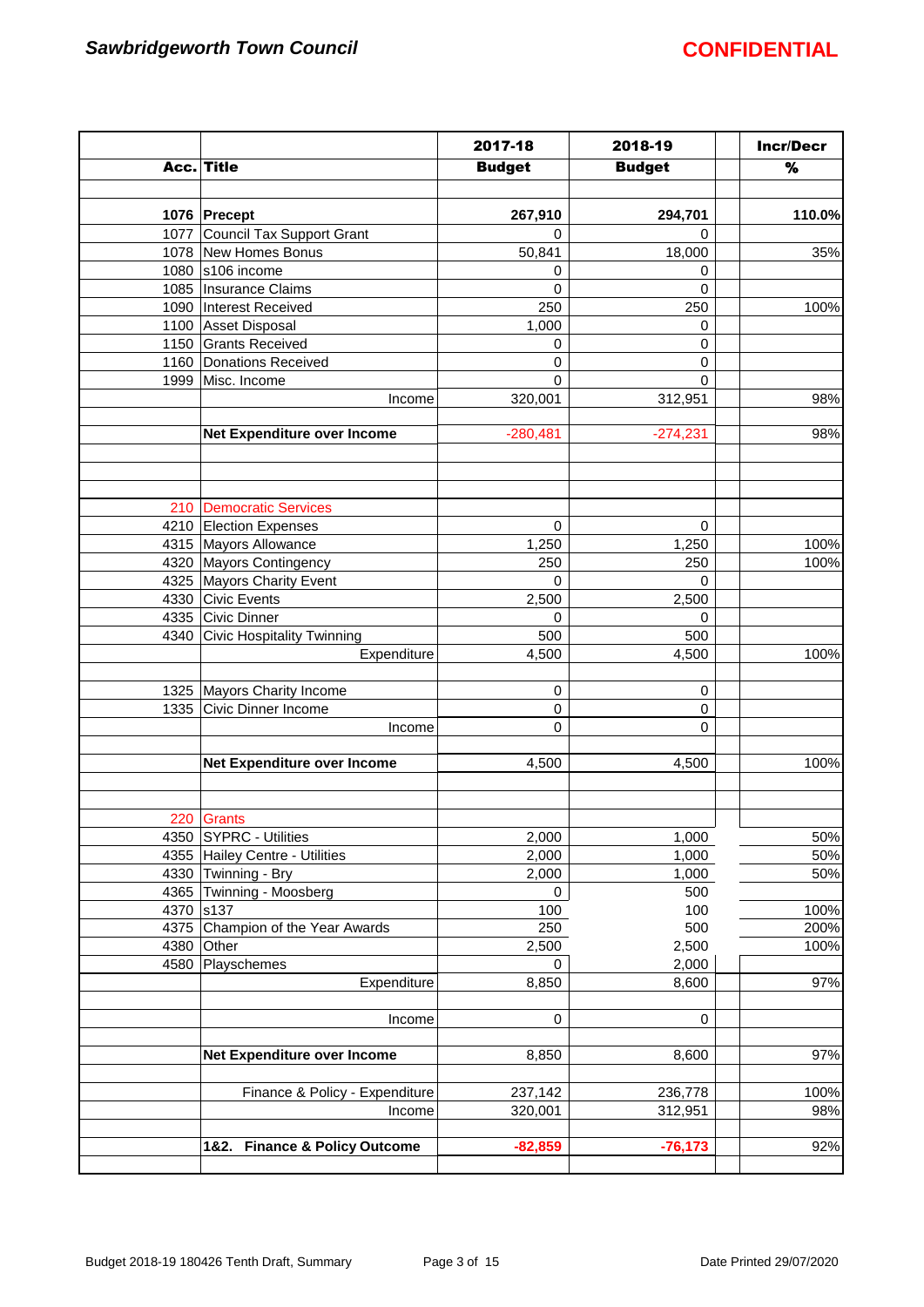**Sawbridgeworth Town Council** **CONFIDENTIAL**

| Acc. | Title | 2017-18 Budget | 2018-19 Budget | | Incr/Decr % |
|---|---|---|---|---|---|
| | | | | | |
| **1076** | **Precept** | **267,910** | **294,701** | | **110.0%** |
| 1077 | Council Tax Support Grant | 0 | 0 | | |
| 1078 | New Homes Bonus | 50,841 | 18,000 | | 35% |
| 1080 | s106 income | 0 | 0 | | |
| 1085 | Insurance Claims | 0 | 0 | | |
| 1090 | Interest Received | 250 | 250 | | 100% |
| 1100 | Asset Disposal | 1,000 | 0 | | |
| 1150 | Grants Received | 0 | 0 | | |
| 1160 | Donations Received | 0 | 0 | | |
| 1999 | Misc. Income | 0 | 0 | | |
| | Income | 320,001 | 312,951 | | 98% |
| | | | | | |
| | **Net Expenditure over Income** | -280,481 | -274,231 | | 98% |
| | | | | | |
| 210 | Democratic Services | | | | |
| 4210 | Election Expenses | 0 | 0 | | |
| 4315 | Mayors Allowance | 1,250 | 1,250 | | 100% |
| 4320 | Mayors Contingency | 250 | 250 | | 100% |
| 4325 | Mayors Charity Event | 0 | 0 | | |
| 4330 | Civic Events | 2,500 | 2,500 | | |
| 4335 | Civic Dinner | 0 | 0 | | |
| 4340 | Civic Hospitality Twinning | 500 | 500 | | |
| | Expenditure | 4,500 | 4,500 | | 100% |
| | | | | | |
| 1325 | Mayors Charity Income | 0 | 0 | | |
| 1335 | Civic Dinner Income | 0 | 0 | | |
| | Income | 0 | 0 | | |
| | | | | | |
| | **Net Expenditure over Income** | 4,500 | 4,500 | | 100% |
| | | | | | |
| 220 | Grants | | | | |
| 4350 | SYPRC - Utilities | 2,000 | 1,000 | | 50% |
| 4355 | Hailey Centre - Utilities | 2,000 | 1,000 | | 50% |
| 4330 | Twinning - Bry | 2,000 | 1,000 | | 50% |
| 4365 | Twinning - Moosberg | 0 | 500 | | |
| 4370 | s137 | 100 | 100 | | 100% |
| 4375 | Champion of the Year Awards | 250 | 500 | | 200% |
| 4380 | Other | 2,500 | 2,500 | | 100% |
| 4580 | Playschemes | 0 | 2,000 | | |
| | Expenditure | 8,850 | 8,600 | | 97% |
| | | | | | |
| | Income | 0 | 0 | | |
| | | | | | |
| | **Net Expenditure over Income** | 8,850 | 8,600 | | 97% |
| | | | | | |
| | Finance & Policy - Expenditure | 237,142 | 236,778 | | 100% |
| | Income | 320,001 | 312,951 | | 98% |
| | | | | | |
| | **1&2. Finance & Policy Outcome** | **-82,859** | **-76,173** | | 92% |

Budget 2018-19 180426 Tenth Draft, Summary Date Printed 29/07/2020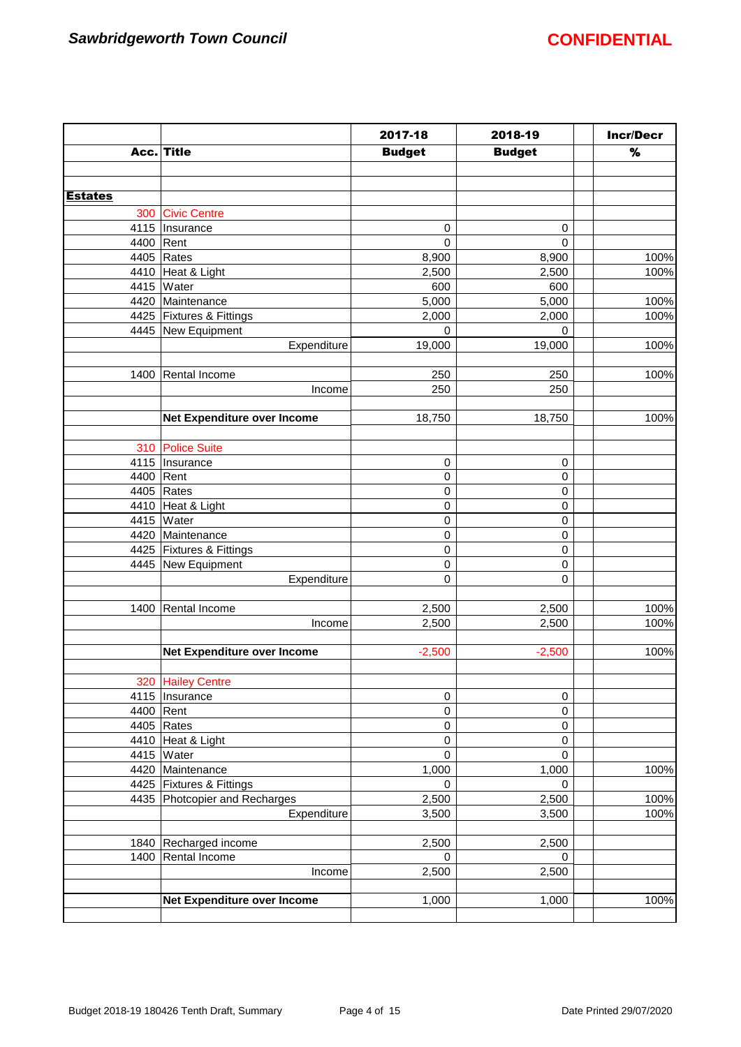**Sawbridgeworth Town Council** **CONFIDENTIAL**

| Acc. | Title | 2017-18 Budget | 2018-19 Budget | | Incr/Decr % |
|---|---|---|---|---|---|
| | | | | | |
| **Estates** | | | | | |
| 300 | Civic Centre | | | | |
| 4115 | Insurance | 0 | 0 | | |
| 4400 | Rent | 0 | 0 | | |
| 4405 | Rates | 8,900 | 8,900 | | 100% |
| 4410 | Heat & Light | 2,500 | 2,500 | | 100% |
| 4415 | Water | 600 | 600 | | |
| 4420 | Maintenance | 5,000 | 5,000 | | 100% |
| 4425 | Fixtures & Fittings | 2,000 | 2,000 | | 100% |
| 4445 | New Equipment | 0 | 0 | | |
| | Expenditure | 19,000 | 19,000 | | 100% |
| | | | | | |
| 1400 | Rental Income | 250 | 250 | | 100% |
| | Income | 250 | 250 | | |
| | | | | | |
| | **Net Expenditure over Income** | 18,750 | 18,750 | | 100% |
| | | | | | |
| 310 | Police Suite | | | | |
| 4115 | Insurance | 0 | 0 | | |
| 4400 | Rent | 0 | 0 | | |
| 4405 | Rates | 0 | 0 | | |
| 4410 | Heat & Light | 0 | 0 | | |
| 4415 | Water | 0 | 0 | | |
| 4420 | Maintenance | 0 | 0 | | |
| 4425 | Fixtures & Fittings | 0 | 0 | | |
| 4445 | New Equipment | 0 | 0 | | |
| | Expenditure | 0 | 0 | | |
| | | | | | |
| 1400 | Rental Income | 2,500 | 2,500 | | 100% |
| | Income | 2,500 | 2,500 | | 100% |
| | | | | | |
| | **Net Expenditure over Income** | -2,500 | -2,500 | | 100% |
| | | | | | |
| 320 | Hailey Centre | | | | |
| 4115 | Insurance | 0 | 0 | | |
| 4400 | Rent | 0 | 0 | | |
| 4405 | Rates | 0 | 0 | | |
| 4410 | Heat & Light | 0 | 0 | | |
| 4415 | Water | 0 | 0 | | |
| 4420 | Maintenance | 1,000 | 1,000 | | 100% |
| 4425 | Fixtures & Fittings | 0 | 0 | | |
| 4435 | Photcopier and Recharges | 2,500 | 2,500 | | 100% |
| | Expenditure | 3,500 | 3,500 | | 100% |
| | | | | | |
| 1840 | Recharged income | 2,500 | 2,500 | | |
| 1400 | Rental Income | 0 | 0 | | |
| | Income | 2,500 | 2,500 | | |
| | | | | | |
| | **Net Expenditure over Income** | 1,000 | 1,000 | | 100% |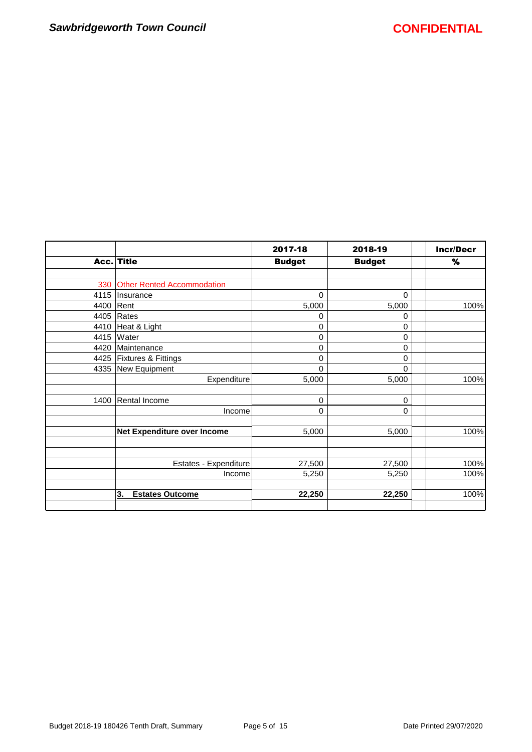| Acc. | Title | 2017-18 Budget | 2018-19 Budget | | Incr/Decr % |
|---|---|---|---|---|---|
| | | | | | |
| 330 | Other Rented Accommodation | | | | |
| 4115 | Insurance | 0 | 0 | | |
| 4400 | Rent | 5,000 | 5,000 | | 100% |
| 4405 | Rates | 0 | 0 | | |
| 4410 | Heat & Light | 0 | 0 | | |
| 4415 | Water | 0 | 0 | | |
| 4420 | Maintenance | 0 | 0 | | |
| 4425 | Fixtures & Fittings | 0 | 0 | | |
| 4335 | New Equipment | 0 | 0 | | |
| | Expenditure | 5,000 | 5,000 | | 100% |
| | | | | | |
| 1400 | Rental Income | 0 | 0 | | |
| | Income | 0 | 0 | | |
| | | | | | |
| | **Net Expenditure over Income** | 5,000 | 5,000 | | 100% |
| | | | | | |
| | | | | | |
| | Estates - Expenditure | 27,500 | 27,500 | | 100% |
| | Income | 5,250 | 5,250 | | 100% |
| | | | | | |
| | **3. Estates Outcome** | **22,250** | **22,250** | | 100% |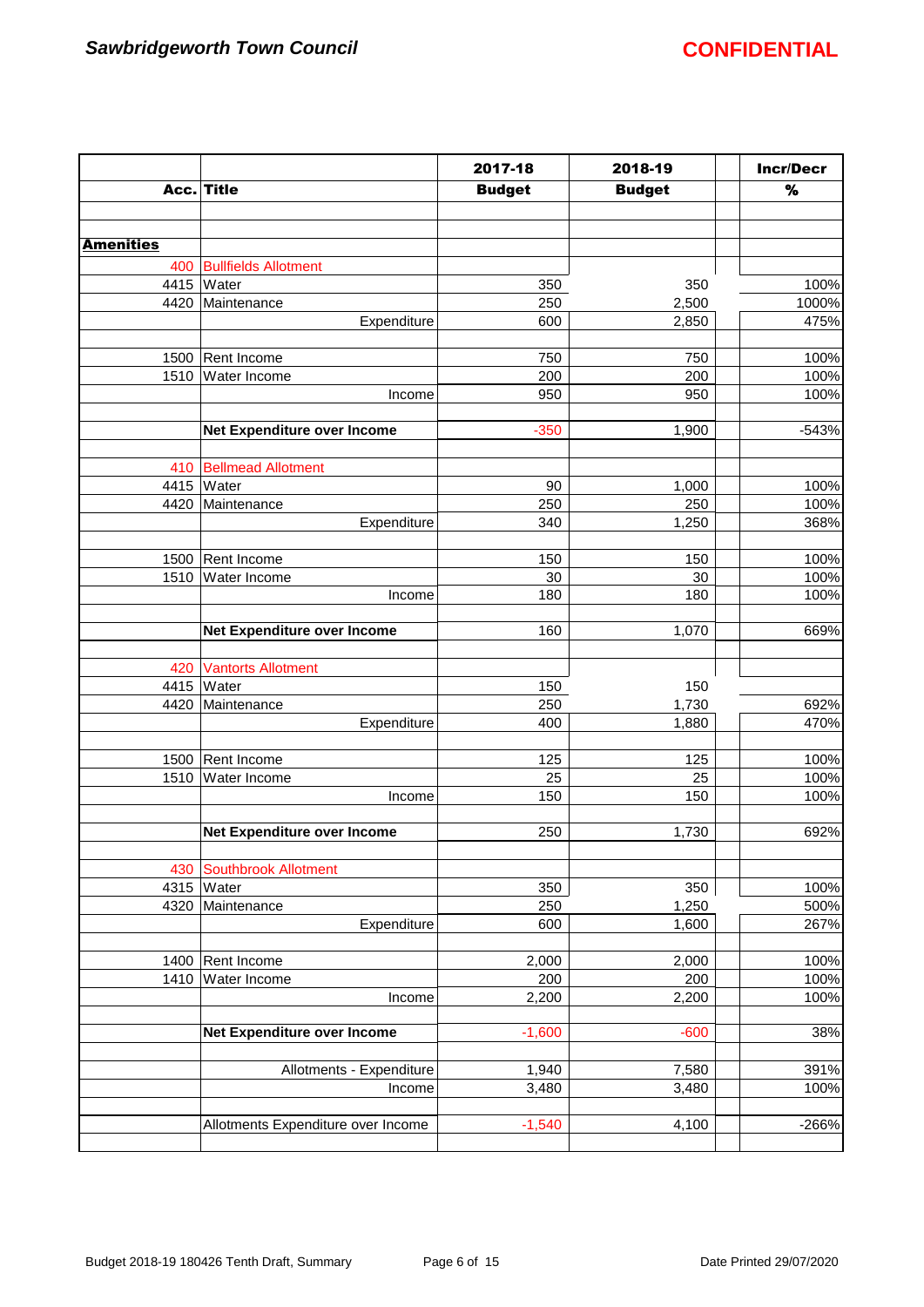|  |  | 2017-18 | 2018-19 |  | Incr/Decr |
|---|---|---|---|---|---|
| **Acc.** | **Title** | **Budget** | **Budget** |  | **%** |
|  |  |  |  |  |  |
| **Amenities** |  |  |  |  |  |
| 400 | Bullfields Allotment |  |  |  |  |
| 4415 | Water | 350 | 350 |  | 100% |
| 4420 | Maintenance | 250 | 2,500 |  | 1000% |
|  | Expenditure | 600 | 2,850 |  | 475% |
|  |  |  |  |  |  |
| 1500 | Rent Income | 750 | 750 |  | 100% |
| 1510 | Water Income | 200 | 200 |  | 100% |
|  | Income | 950 | 950 |  | 100% |
|  |  |  |  |  |  |
|  | **Net Expenditure over Income** | -350 | 1,900 |  | -543% |
|  |  |  |  |  |  |
| 410 | Bellmead Allotment |  |  |  |  |
| 4415 | Water | 90 | 1,000 |  | 100% |
| 4420 | Maintenance | 250 | 250 |  | 100% |
|  | Expenditure | 340 | 1,250 |  | 368% |
|  |  |  |  |  |  |
| 1500 | Rent Income | 150 | 150 |  | 100% |
| 1510 | Water Income | 30 | 30 |  | 100% |
|  | Income | 180 | 180 |  | 100% |
|  |  |  |  |  |  |
|  | **Net Expenditure over Income** | 160 | 1,070 |  | 669% |
|  |  |  |  |  |  |
| 420 | Vantorts Allotment |  |  |  |  |
| 4415 | Water | 150 | 150 |  |  |
| 4420 | Maintenance | 250 | 1,730 |  | 692% |
|  | Expenditure | 400 | 1,880 |  | 470% |
|  |  |  |  |  |  |
| 1500 | Rent Income | 125 | 125 |  | 100% |
| 1510 | Water Income | 25 | 25 |  | 100% |
|  | Income | 150 | 150 |  | 100% |
|  |  |  |  |  |  |
|  | **Net Expenditure over Income** | 250 | 1,730 |  | 692% |
|  |  |  |  |  |  |
| 430 | Southbrook Allotment |  |  |  |  |
| 4315 | Water | 350 | 350 |  | 100% |
| 4320 | Maintenance | 250 | 1,250 |  | 500% |
|  | Expenditure | 600 | 1,600 |  | 267% |
|  |  |  |  |  |  |
| 1400 | Rent Income | 2,000 | 2,000 |  | 100% |
| 1410 | Water Income | 200 | 200 |  | 100% |
|  | Income | 2,200 | 2,200 |  | 100% |
|  |  |  |  |  |  |
|  | **Net Expenditure over Income** | -1,600 | -600 |  | 38% |
|  |  |  |  |  |  |
|  | Allotments - Expenditure | 1,940 | 7,580 |  | 391% |
|  | Income | 3,480 | 3,480 |  | 100% |
|  |  |  |  |  |  |
|  | Allotments Expenditure over Income | -1,540 | 4,100 |  | -266% |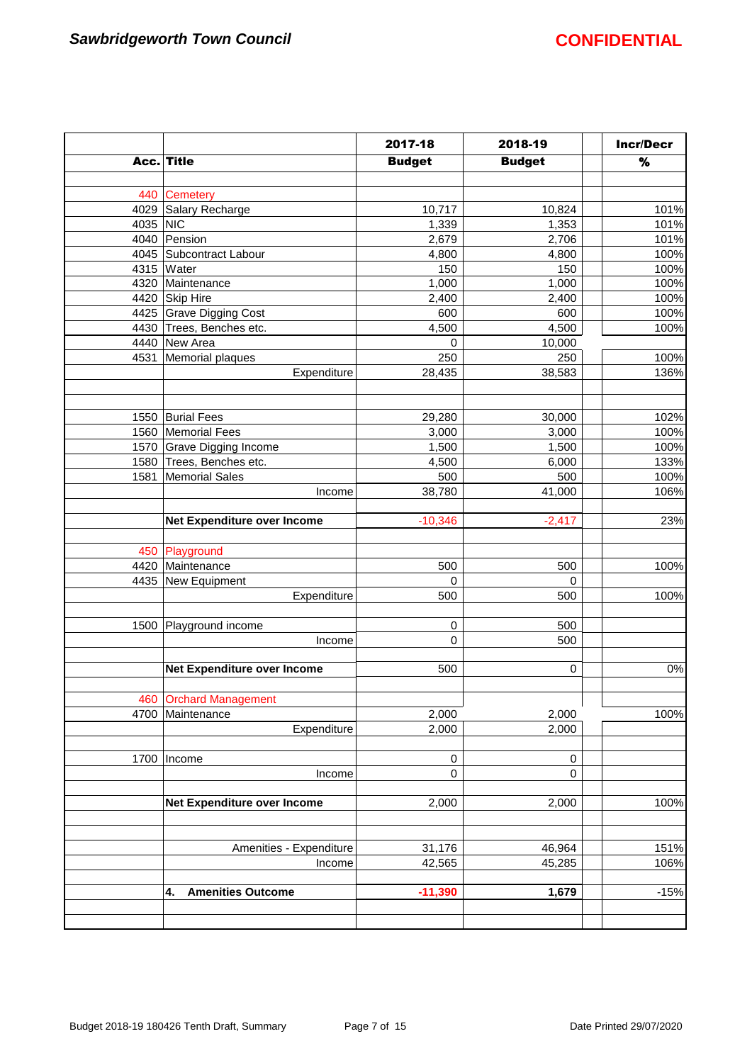**Sawbridgeworth Town Council** **CONFIDENTIAL**

| Acc. | Title | 2017-18 Budget | 2018-19 Budget | | Incr/Decr % |
|---|---|---|---|---|---|
| 440 | Cemetery | | | | |
| 4029 | Salary Recharge | 10,717 | 10,824 | | 101% |
| 4035 | NIC | 1,339 | 1,353 | | 101% |
| 4040 | Pension | 2,679 | 2,706 | | 101% |
| 4045 | Subcontract Labour | 4,800 | 4,800 | | 100% |
| 4315 | Water | 150 | 150 | | 100% |
| 4320 | Maintenance | 1,000 | 1,000 | | 100% |
| 4420 | Skip Hire | 2,400 | 2,400 | | 100% |
| 4425 | Grave Digging Cost | 600 | 600 | | 100% |
| 4430 | Trees, Benches etc. | 4,500 | 4,500 | | 100% |
| 4440 | New Area | 0 | 10,000 | | |
| 4531 | Memorial plaques | 250 | 250 | | 100% |
| | Expenditure | 28,435 | 38,583 | | 136% |
| | | | | | |
| 1550 | Burial Fees | 29,280 | 30,000 | | 102% |
| 1560 | Memorial Fees | 3,000 | 3,000 | | 100% |
| 1570 | Grave Digging Income | 1,500 | 1,500 | | 100% |
| 1580 | Trees, Benches etc. | 4,500 | 6,000 | | 133% |
| 1581 | Memorial Sales | 500 | 500 | | 100% |
| | Income | 38,780 | 41,000 | | 106% |
| | | | | | |
| | **Net Expenditure over Income** | -10,346 | -2,417 | | 23% |
| | | | | | |
| 450 | Playground | | | | |
| 4420 | Maintenance | 500 | 500 | | 100% |
| 4435 | New Equipment | 0 | 0 | | |
| | Expenditure | 500 | 500 | | 100% |
| | | | | | |
| 1500 | Playground income | 0 | 500 | | |
| | Income | 0 | 500 | | |
| | | | | | |
| | **Net Expenditure over Income** | 500 | 0 | | 0% |
| | | | | | |
| 460 | Orchard Management | | | | |
| 4700 | Maintenance | 2,000 | 2,000 | | 100% |
| | Expenditure | 2,000 | 2,000 | | |
| | | | | | |
| 1700 | Income | 0 | 0 | | |
| | Income | 0 | 0 | | |
| | | | | | |
| | **Net Expenditure over Income** | 2,000 | 2,000 | | 100% |
| | | | | | |
| | Amenities - Expenditure | 31,176 | 46,964 | | 151% |
| | Income | 42,565 | 45,285 | | 106% |
| | | | | | |
| | **4. Amenities Outcome** | **-11,390** | **1,679** | | -15% |

Budget 2018-19 180426 Tenth Draft, Summary — Date Printed 29/07/2020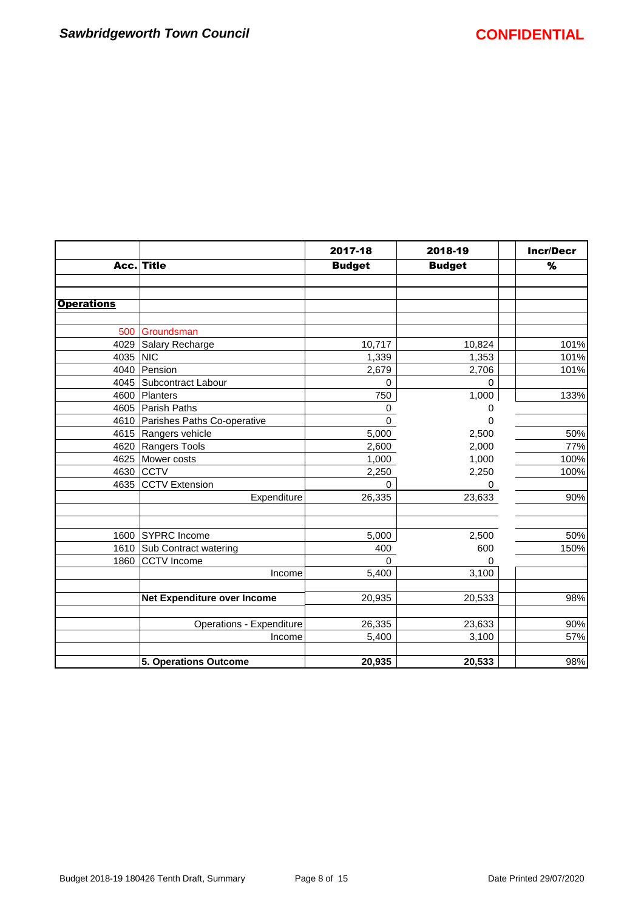**Sawbridgeworth Town Council**

**CONFIDENTIAL**

| Acc. | Title | 2017-18 Budget | 2018-19 Budget | | Incr/Decr % |
|---|---|---|---|---|---|
| | | | | | |
| | | | | | |
| **Operations** | | | | | |
| | | | | | |
| 500 | Groundsman | | | | |
| 4029 | Salary Recharge | 10,717 | 10,824 | | 101% |
| 4035 | NIC | 1,339 | 1,353 | | 101% |
| 4040 | Pension | 2,679 | 2,706 | | 101% |
| 4045 | Subcontract Labour | 0 | 0 | | |
| 4600 | Planters | 750 | 1,000 | | 133% |
| 4605 | Parish Paths | 0 | 0 | | |
| 4610 | Parishes Paths Co-operative | 0 | 0 | | |
| 4615 | Rangers vehicle | 5,000 | 2,500 | | 50% |
| 4620 | Rangers Tools | 2,600 | 2,000 | | 77% |
| 4625 | Mower costs | 1,000 | 1,000 | | 100% |
| 4630 | CCTV | 2,250 | 2,250 | | 100% |
| 4635 | CCTV Extension | 0 | 0 | | |
| | Expenditure | 26,335 | 23,633 | | 90% |
| | | | | | |
| | | | | | |
| 1600 | SYPRC Income | 5,000 | 2,500 | | 50% |
| 1610 | Sub Contract watering | 400 | 600 | | 150% |
| 1860 | CCTV Income | 0 | 0 | | |
| | Income | 5,400 | 3,100 | | |
| | | | | | |
| | **Net Expenditure over Income** | 20,935 | 20,533 | | 98% |
| | | | | | |
| | Operations - Expenditure | 26,335 | 23,633 | | 90% |
| | Income | 5,400 | 3,100 | | 57% |
| | | | | | |
| | **5. Operations Outcome** | **20,935** | **20,533** | | 98% |

Budget 2018-19 180426 Tenth Draft, Summary

Date Printed 29/07/2020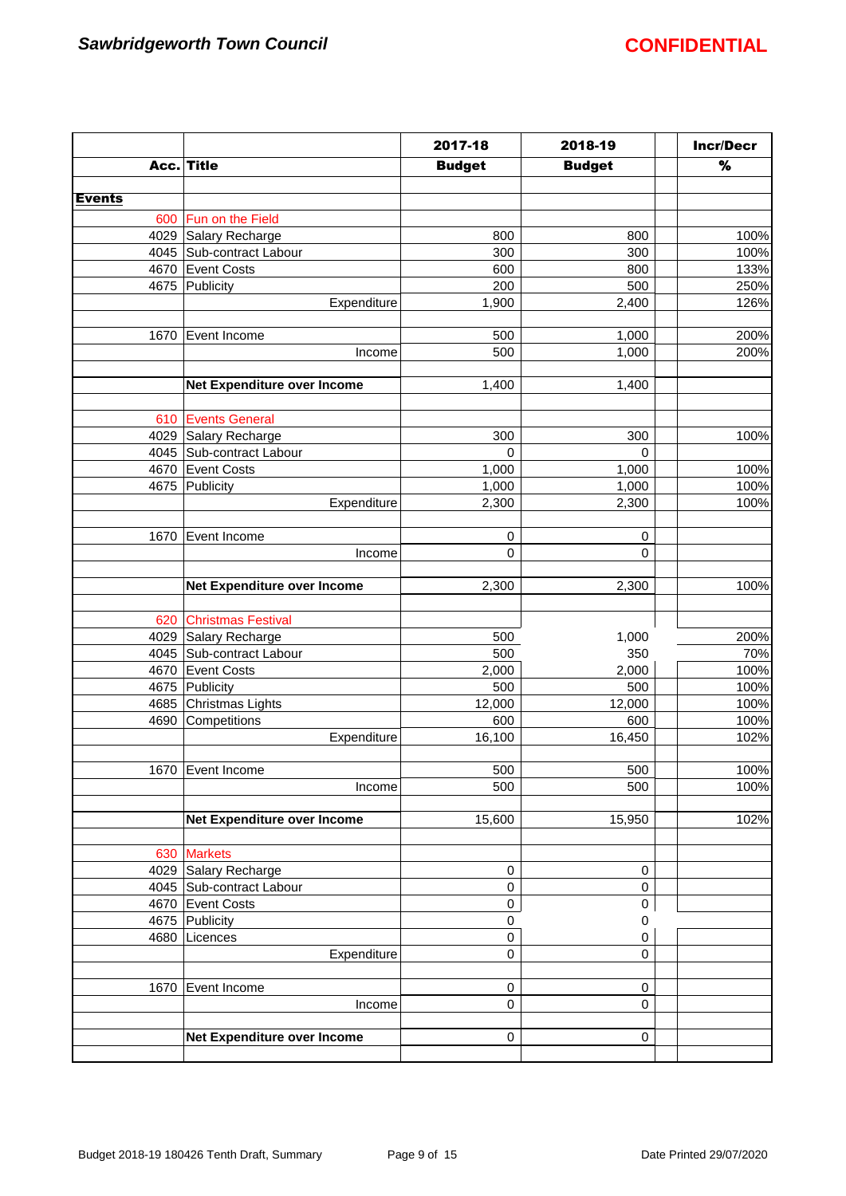**Sawbridgeworth Town Council** **CONFIDENTIAL**

| Acc. | Title | 2017-18 Budget | 2018-19 Budget | | Incr/Decr % |
|---|---|---|---|---|---|
| **Events** | | | | | |
| 600 | Fun on the Field | | | | |
| 4029 | Salary Recharge | 800 | 800 | | 100% |
| 4045 | Sub-contract Labour | 300 | 300 | | 100% |
| 4670 | Event Costs | 600 | 800 | | 133% |
| 4675 | Publicity | 200 | 500 | | 250% |
| | Expenditure | 1,900 | 2,400 | | 126% |
| | | | | | |
| 1670 | Event Income | 500 | 1,000 | | 200% |
| | Income | 500 | 1,000 | | 200% |
| | | | | | |
| | **Net Expenditure over Income** | 1,400 | 1,400 | | |
| | | | | | |
| 610 | Events General | | | | |
| 4029 | Salary Recharge | 300 | 300 | | 100% |
| 4045 | Sub-contract Labour | 0 | 0 | | |
| 4670 | Event Costs | 1,000 | 1,000 | | 100% |
| 4675 | Publicity | 1,000 | 1,000 | | 100% |
| | Expenditure | 2,300 | 2,300 | | 100% |
| | | | | | |
| 1670 | Event Income | 0 | 0 | | |
| | Income | 0 | 0 | | |
| | | | | | |
| | **Net Expenditure over Income** | 2,300 | 2,300 | | 100% |
| | | | | | |
| 620 | Christmas Festival | | | | |
| 4029 | Salary Recharge | 500 | 1,000 | | 200% |
| 4045 | Sub-contract Labour | 500 | 350 | | 70% |
| 4670 | Event Costs | 2,000 | 2,000 | | 100% |
| 4675 | Publicity | 500 | 500 | | 100% |
| 4685 | Christmas Lights | 12,000 | 12,000 | | 100% |
| 4690 | Competitions | 600 | 600 | | 100% |
| | Expenditure | 16,100 | 16,450 | | 102% |
| | | | | | |
| 1670 | Event Income | 500 | 500 | | 100% |
| | Income | 500 | 500 | | 100% |
| | | | | | |
| | **Net Expenditure over Income** | 15,600 | 15,950 | | 102% |
| | | | | | |
| 630 | Markets | | | | |
| 4029 | Salary Recharge | 0 | 0 | | |
| 4045 | Sub-contract Labour | 0 | 0 | | |
| 4670 | Event Costs | 0 | 0 | | |
| 4675 | Publicity | 0 | 0 | | |
| 4680 | Licences | 0 | 0 | | |
| | Expenditure | 0 | 0 | | |
| | | | | | |
| 1670 | Event Income | 0 | 0 | | |
| | Income | 0 | 0 | | |
| | | | | | |
| | **Net Expenditure over Income** | 0 | 0 | | |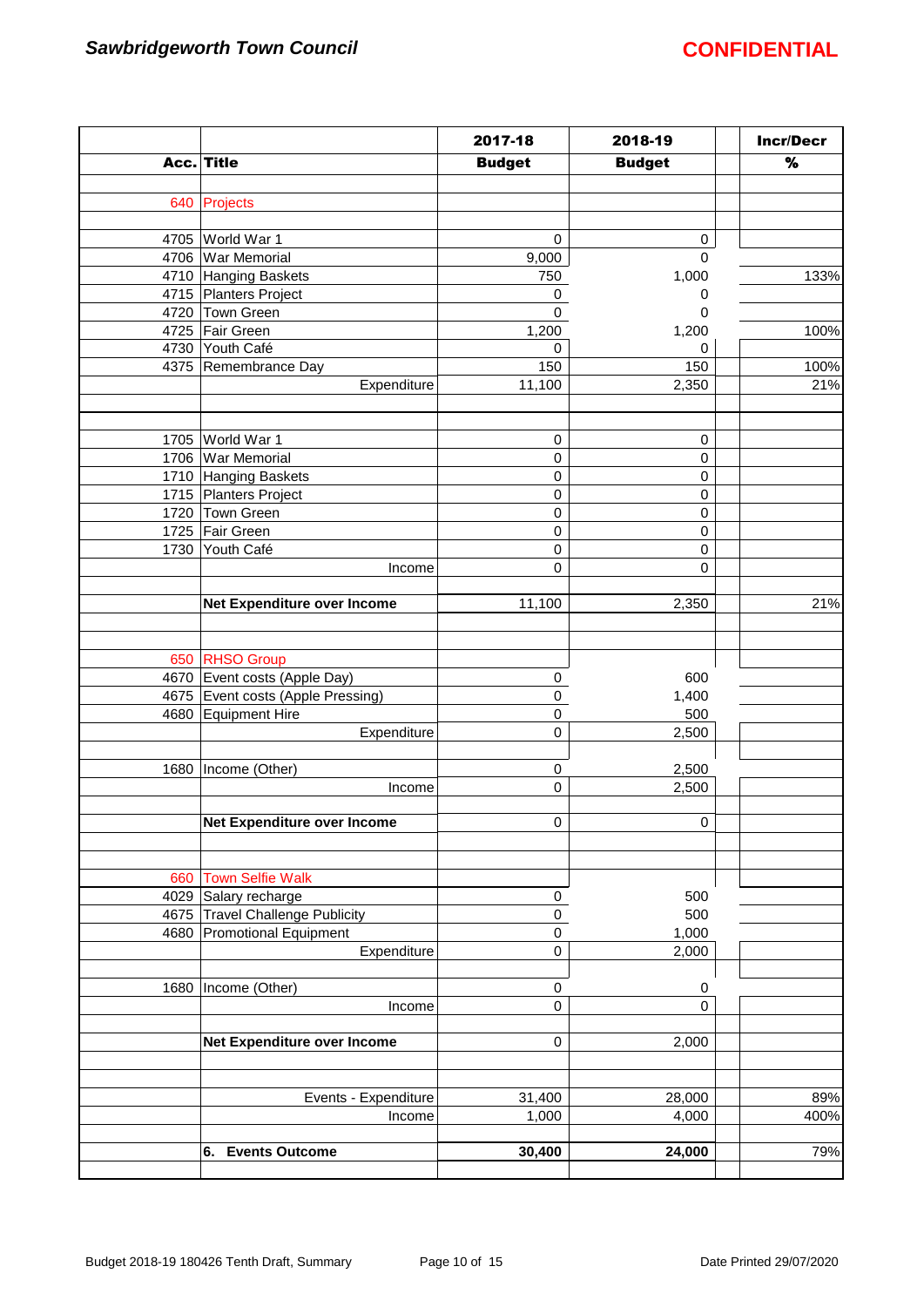**Sawbridgeworth Town Council** **CONFIDENTIAL**

| Acc. | Title | 2017-18 Budget | 2018-19 Budget | | Incr/Decr % |
|---|---|---|---|---|---|
| 640 | Projects | | | | |
| 4705 | World War 1 | 0 | 0 | | |
| 4706 | War Memorial | 9,000 | 0 | | |
| 4710 | Hanging Baskets | 750 | 1,000 | | 133% |
| 4715 | Planters Project | 0 | 0 | | |
| 4720 | Town Green | 0 | 0 | | |
| 4725 | Fair Green | 1,200 | 1,200 | | 100% |
| 4730 | Youth Café | 0 | 0 | | |
| 4375 | Remembrance Day | 150 | 150 | | 100% |
| | Expenditure | 11,100 | 2,350 | | 21% |
| 1705 | World War 1 | 0 | 0 | | |
| 1706 | War Memorial | 0 | 0 | | |
| 1710 | Hanging Baskets | 0 | 0 | | |
| 1715 | Planters Project | 0 | 0 | | |
| 1720 | Town Green | 0 | 0 | | |
| 1725 | Fair Green | 0 | 0 | | |
| 1730 | Youth Café | 0 | 0 | | |
| | Income | 0 | 0 | | |
| | **Net Expenditure over Income** | 11,100 | 2,350 | | 21% |
| 650 | RHSO Group | | | | |
| 4670 | Event costs (Apple Day) | 0 | 600 | | |
| 4675 | Event costs (Apple Pressing) | 0 | 1,400 | | |
| 4680 | Equipment Hire | 0 | 500 | | |
| | Expenditure | 0 | 2,500 | | |
| 1680 | Income (Other) | 0 | 2,500 | | |
| | Income | 0 | 2,500 | | |
| | **Net Expenditure over Income** | 0 | 0 | | |
| 660 | Town Selfie Walk | | | | |
| 4029 | Salary recharge | 0 | 500 | | |
| 4675 | Travel Challenge Publicity | 0 | 500 | | |
| 4680 | Promotional Equipment | 0 | 1,000 | | |
| | Expenditure | 0 | 2,000 | | |
| 1680 | Income (Other) | 0 | 0 | | |
| | Income | 0 | 0 | | |
| | **Net Expenditure over Income** | 0 | 2,000 | | |
| | Events - Expenditure | 31,400 | 28,000 | | 89% |
| | Income | 1,000 | 4,000 | | 400% |
| | **6. Events Outcome** | **30,400** | **24,000** | | 79% |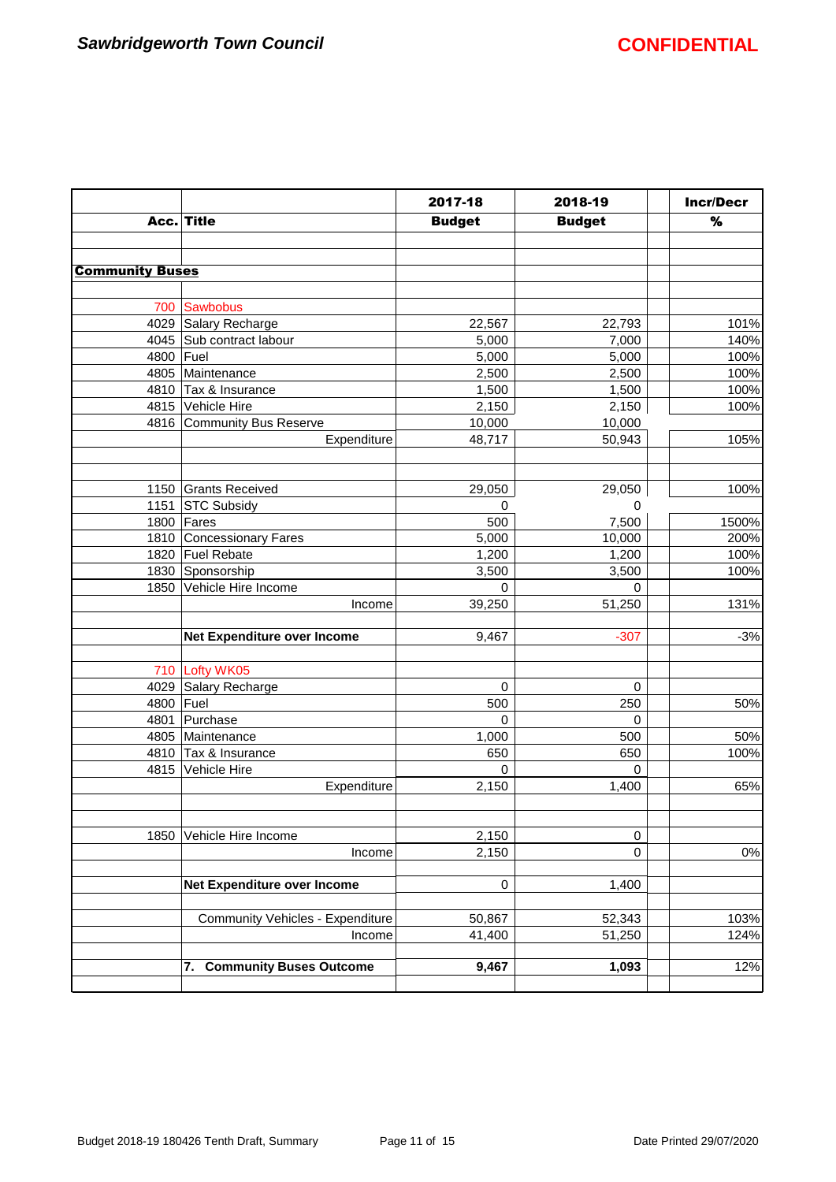**Sawbridgeworth Town Council** **CONFIDENTIAL**

| Acc. | Title | 2017-18 Budget | 2018-19 Budget | | Incr/Decr % |
|---|---|---|---|---|---|
| | | | | | |
| | | | | | |
| **Community Buses** | | | | | |
| | | | | | |
| 700 | Sawbobus | | | | |
| 4029 | Salary Recharge | 22,567 | 22,793 | | 101% |
| 4045 | Sub contract labour | 5,000 | 7,000 | | 140% |
| 4800 | Fuel | 5,000 | 5,000 | | 100% |
| 4805 | Maintenance | 2,500 | 2,500 | | 100% |
| 4810 | Tax & Insurance | 1,500 | 1,500 | | 100% |
| 4815 | Vehicle Hire | 2,150 | 2,150 | | 100% |
| 4816 | Community Bus Reserve | 10,000 | 10,000 | | |
| | Expenditure | 48,717 | 50,943 | | 105% |
| | | | | | |
| | | | | | |
| 1150 | Grants Received | 29,050 | 29,050 | | 100% |
| 1151 | STC Subsidy | 0 | 0 | | |
| 1800 | Fares | 500 | 7,500 | | 1500% |
| 1810 | Concessionary Fares | 5,000 | 10,000 | | 200% |
| 1820 | Fuel Rebate | 1,200 | 1,200 | | 100% |
| 1830 | Sponsorship | 3,500 | 3,500 | | 100% |
| 1850 | Vehicle Hire Income | 0 | 0 | | |
| | Income | 39,250 | 51,250 | | 131% |
| | | | | | |
| | **Net Expenditure over Income** | 9,467 | -307 | | -3% |
| | | | | | |
| 710 | Lofty WK05 | | | | |
| 4029 | Salary Recharge | 0 | 0 | | |
| 4800 | Fuel | 500 | 250 | | 50% |
| 4801 | Purchase | 0 | 0 | | |
| 4805 | Maintenance | 1,000 | 500 | | 50% |
| 4810 | Tax & Insurance | 650 | 650 | | 100% |
| 4815 | Vehicle Hire | 0 | 0 | | |
| | Expenditure | 2,150 | 1,400 | | 65% |
| | | | | | |
| | | | | | |
| 1850 | Vehicle Hire Income | 2,150 | 0 | | |
| | Income | 2,150 | 0 | | 0% |
| | | | | | |
| | **Net Expenditure over Income** | 0 | 1,400 | | |
| | | | | | |
| | Community Vehicles - Expenditure | 50,867 | 52,343 | | 103% |
| | Income | 41,400 | 51,250 | | 124% |
| | | | | | |
| | **7. Community Buses Outcome** | **9,467** | **1,093** | | 12% |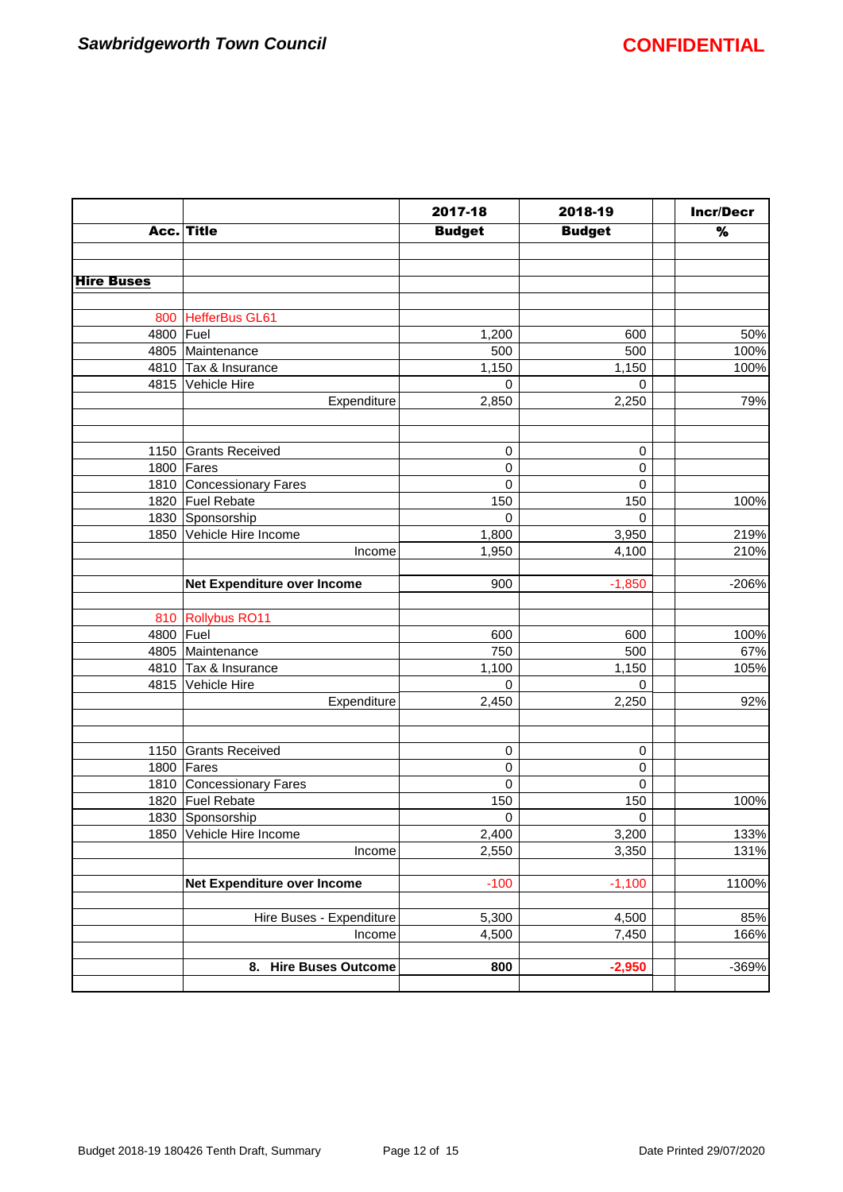**Sawbridgeworth Town Council** **CONFIDENTIAL**

| Acc. | Title | 2017-18 Budget | 2018-19 Budget | | Incr/Decr % |
|---|---|---|---|---|---|
| | | | | | |
| **Hire Buses** | | | | | |
| | | | | | |
| 800 | HefferBus GL61 | | | | |
| 4800 | Fuel | 1,200 | 600 | | 50% |
| 4805 | Maintenance | 500 | 500 | | 100% |
| 4810 | Tax & Insurance | 1,150 | 1,150 | | 100% |
| 4815 | Vehicle Hire | 0 | 0 | | |
| | Expenditure | 2,850 | 2,250 | | 79% |
| | | | | | |
| | | | | | |
| 1150 | Grants Received | 0 | 0 | | |
| 1800 | Fares | 0 | 0 | | |
| 1810 | Concessionary Fares | 0 | 0 | | |
| 1820 | Fuel Rebate | 150 | 150 | | 100% |
| 1830 | Sponsorship | 0 | 0 | | |
| 1850 | Vehicle Hire Income | 1,800 | 3,950 | | 219% |
| | Income | 1,950 | 4,100 | | 210% |
| | | | | | |
| | **Net Expenditure over Income** | 900 | -1,850 | | -206% |
| | | | | | |
| 810 | Rollybus RO11 | | | | |
| 4800 | Fuel | 600 | 600 | | 100% |
| 4805 | Maintenance | 750 | 500 | | 67% |
| 4810 | Tax & Insurance | 1,100 | 1,150 | | 105% |
| 4815 | Vehicle Hire | 0 | 0 | | |
| | Expenditure | 2,450 | 2,250 | | 92% |
| | | | | | |
| | | | | | |
| 1150 | Grants Received | 0 | 0 | | |
| 1800 | Fares | 0 | 0 | | |
| 1810 | Concessionary Fares | 0 | 0 | | |
| 1820 | Fuel Rebate | 150 | 150 | | 100% |
| 1830 | Sponsorship | 0 | 0 | | |
| 1850 | Vehicle Hire Income | 2,400 | 3,200 | | 133% |
| | Income | 2,550 | 3,350 | | 131% |
| | | | | | |
| | **Net Expenditure over Income** | -100 | -1,100 | | 1100% |
| | | | | | |
| | Hire Buses - Expenditure | 5,300 | 4,500 | | 85% |
| | Income | 4,500 | 7,450 | | 166% |
| | | | | | |
| | **8. Hire Buses Outcome** | **800** | **-2,950** | | -369% |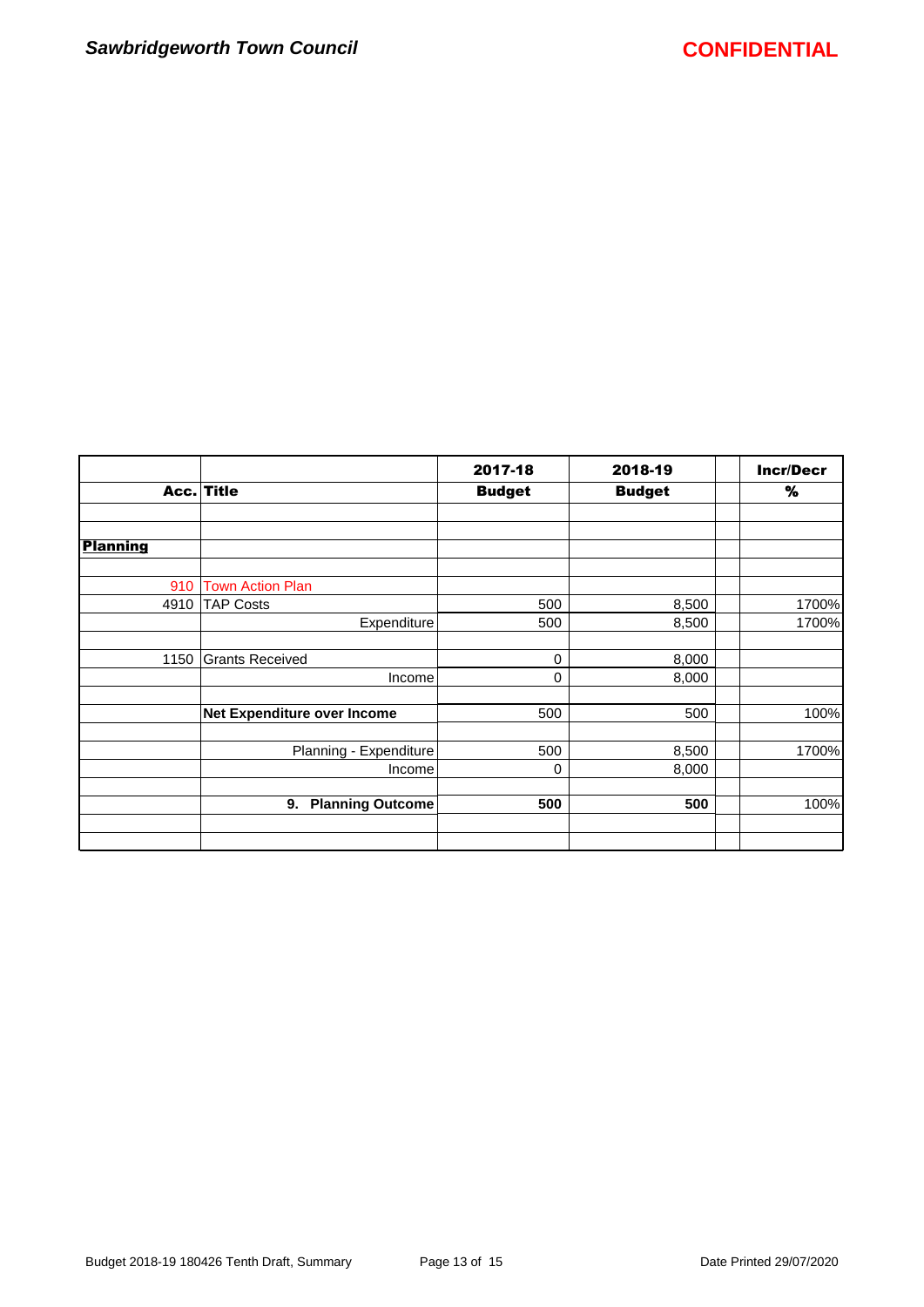| Acc. | Title | 2017-18 Budget | 2018-19 Budget | | Incr/Decr % |
|---|---|---|---|---|---|
| | | | | | |
| | | | | | |
| **Planning** | | | | | |
| | | | | | |
| 910 | Town Action Plan | | | | |
| 4910 | TAP Costs | 500 | 8,500 | | 1700% |
| | Expenditure | 500 | 8,500 | | 1700% |
| | | | | | |
| 1150 | Grants Received | 0 | 8,000 | | |
| | Income | 0 | 8,000 | | |
| | | | | | |
| | **Net Expenditure over Income** | 500 | 500 | | 100% |
| | | | | | |
| | Planning - Expenditure | 500 | 8,500 | | 1700% |
| | Income | 0 | 8,000 | | |
| | | | | | |
| | **9. Planning Outcome** | **500** | **500** | | 100% |
| | | | | | |
| | | | | | |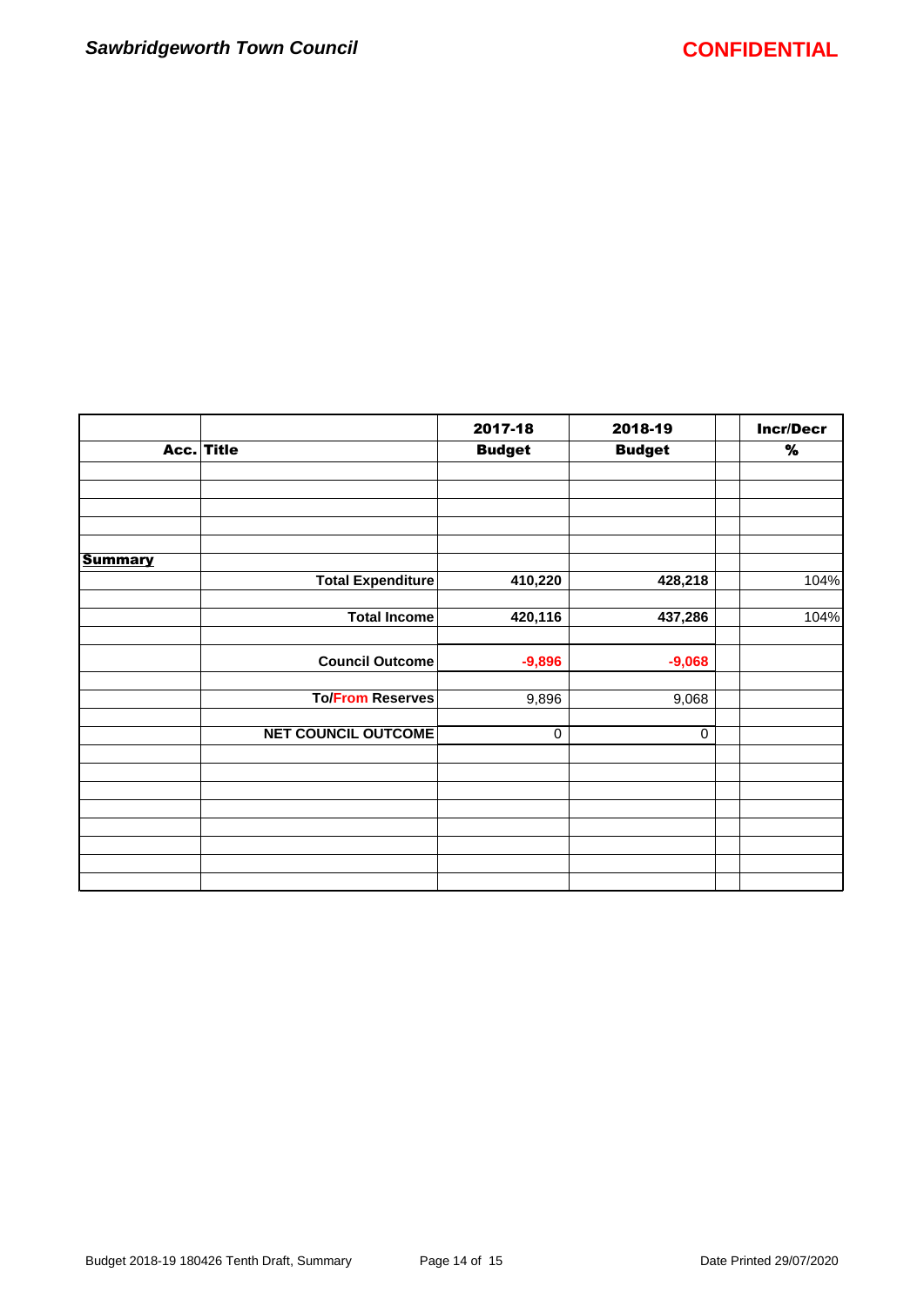| Acc. | Title | 2017-18 Budget | 2018-19 Budget | | Incr/Decr % |
|---|---|---|---|---|---|
| **Summary** | | | | | |
| | **Total Expenditure** | **410,220** | **428,218** | | 104% |
| | **Total Income** | **420,116** | **437,286** | | 104% |
| | **Council Outcome** | **-9,896** | **-9,068** | | |
| | **To/From Reserves** | 9,896 | 9,068 | | |
| | **NET COUNCIL OUTCOME** | 0 | 0 | | |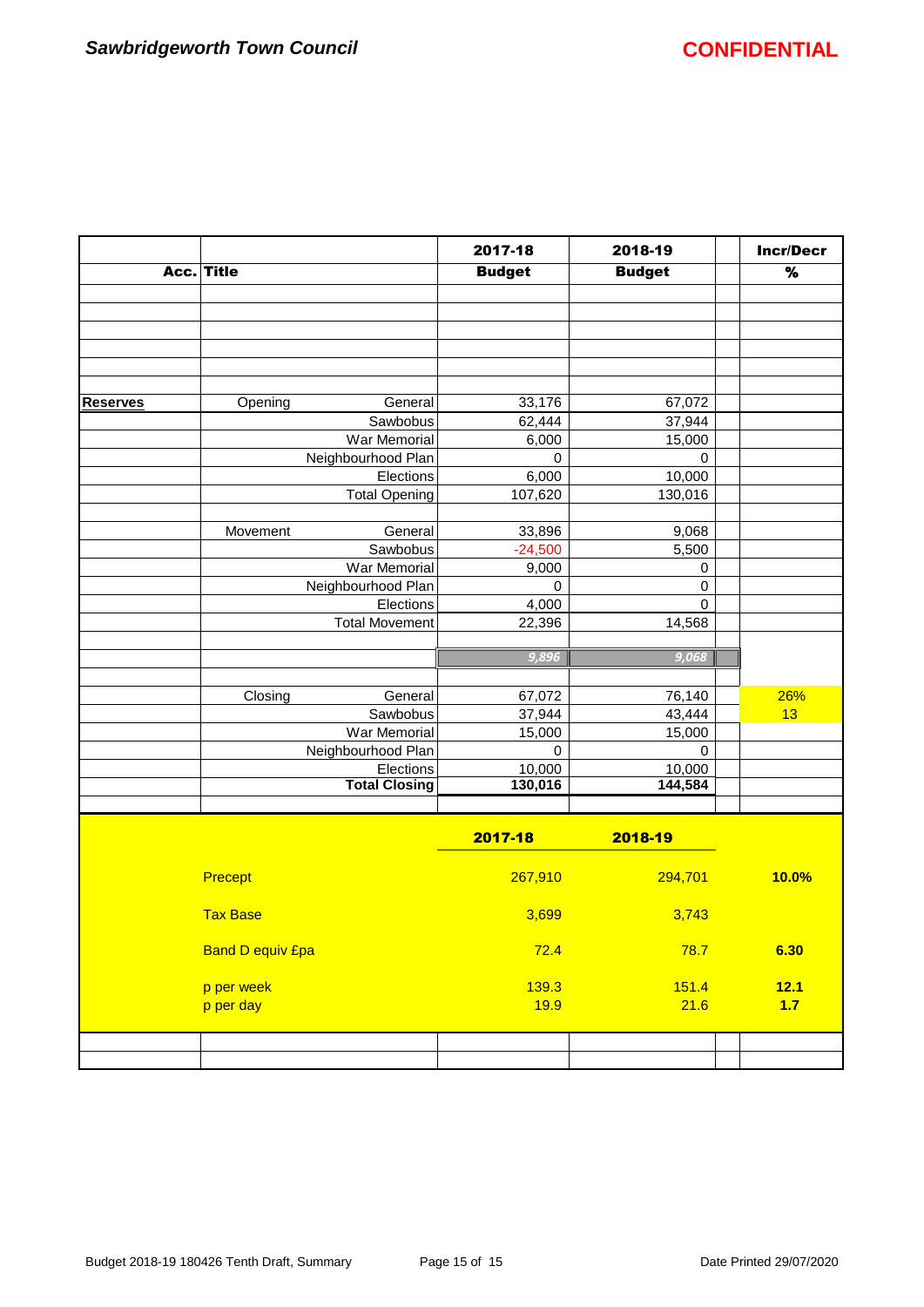**Sawbridgeworth Town Council** **CONFIDENTIAL**

| Acc. | Title | | 2017-18 Budget | 2018-19 Budget | | Incr/Decr % |
|---|---|---|---|---|---|---|
| | | | | | | |
| **Reserves** | Opening | General | 33,176 | 67,072 | | |
| | | Sawbobus | 62,444 | 37,944 | | |
| | | War Memorial | 6,000 | 15,000 | | |
| | | Neighbourhood Plan | 0 | 0 | | |
| | | Elections | 6,000 | 10,000 | | |
| | | Total Opening | 107,620 | 130,016 | | |
| | | | | | | |
| | Movement | General | 33,896 | 9,068 | | |
| | | Sawbobus | -24,500 | 5,500 | | |
| | | War Memorial | 9,000 | 0 | | |
| | | Neighbourhood Plan | 0 | 0 | | |
| | | Elections | 4,000 | 0 | | |
| | | Total Movement | 22,396 | 14,568 | | |
| | | | | | | |
| | | | 9,896 | 9,068 | | |
| | | | | | | |
| | Closing | General | 67,072 | 76,140 | | 26% |
| | | Sawbobus | 37,944 | 43,444 | | 13 |
| | | War Memorial | 15,000 | 15,000 | | |
| | | Neighbourhood Plan | 0 | 0 | | |
| | | Elections | 10,000 | 10,000 | | |
| | | **Total Closing** | **130,016** | **144,584** | | |

| | 2017-18 | 2018-19 | |
|---|---|---|---|
| Precept | 267,910 | 294,701 | **10.0%** |
| Tax Base | 3,699 | 3,743 | |
| Band D equiv £pa | 72.4 | 78.7 | **6.30** |
| p per week | 139.3 | 151.4 | **12.1** |
| p per day | 19.9 | 21.6 | **1.7** |

Budget 2018-19 180426 Tenth Draft, Summary

Date Printed 29/07/2020